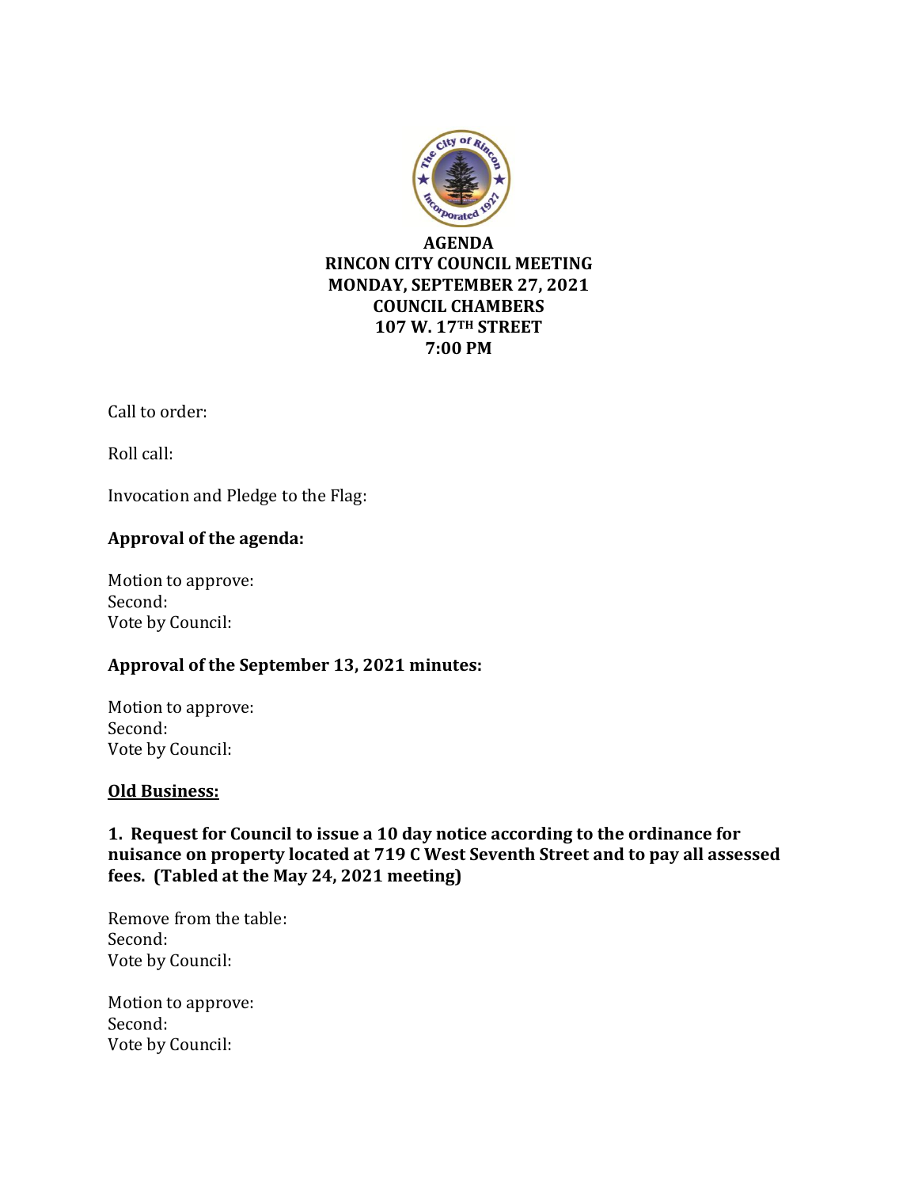# AGENDA
## RINCON CITY COUNCIL MEETING
## MONDAY, SEPTEMBER 27, 2021
## COUNCIL CHAMBERS
## 107 W. 17TH STREET
## 7:00 PM

Call to order:

Roll call:

Invocation and Pledge to the Flag:

**Approval of the agenda:**

Motion to approve:
Second:
Vote by Council:

**Approval of the September 13, 2021 minutes:**

Motion to approve:
Second:
Vote by Council:

**Old Business:**

**1. Request for Council to issue a 10 day notice according to the ordinance for nuisance on property located at 719 C West Seventh Street and to pay all assessed fees. (Tabled at the May 24, 2021 meeting)**

Remove from the table:
Second:
Vote by Council:

Motion to approve:
Second:
Vote by Council: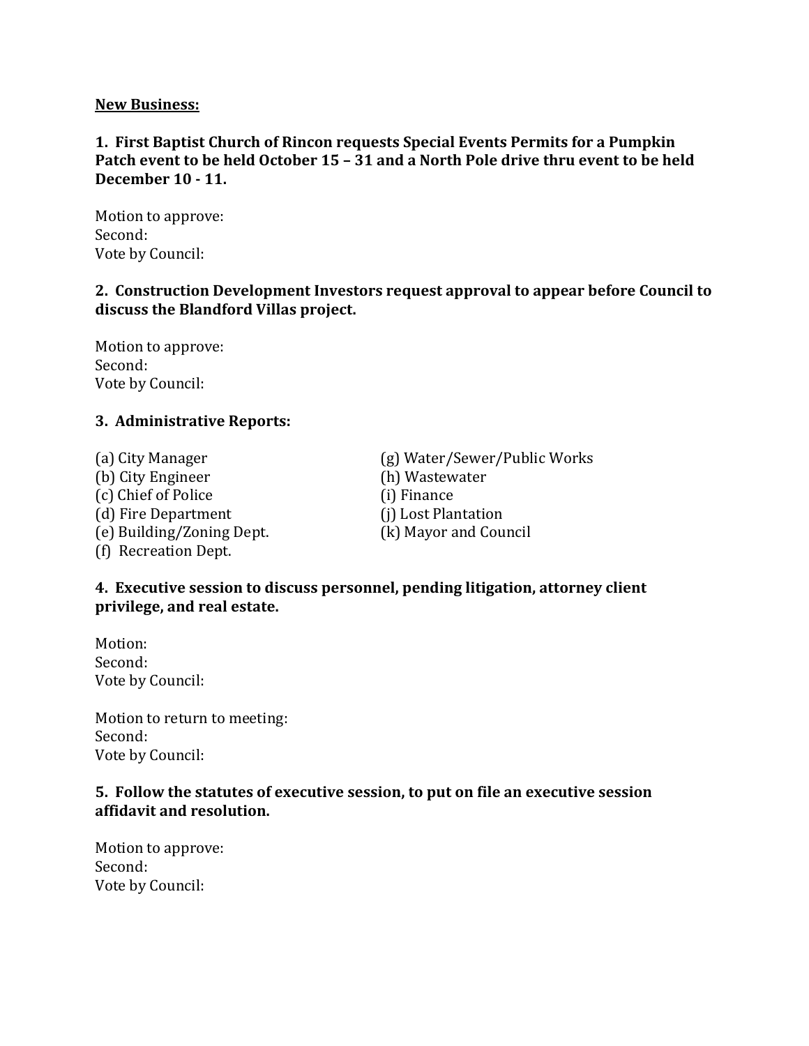**New Business:**

**1. First Baptist Church of Rincon requests Special Events Permits for a Pumpkin Patch event to be held October 15 – 31 and a North Pole drive thru event to be held December 10 - 11.**

Motion to approve:
Second:
Vote by Council:

**2. Construction Development Investors request approval to appear before Council to discuss the Blandford Villas project.**

Motion to approve:
Second:
Vote by Council:

**3. Administrative Reports:**

(a) City Manager
(b) City Engineer
(c) Chief of Police
(d) Fire Department
(e) Building/Zoning Dept.
(f) Recreation Dept.
(g) Water/Sewer/Public Works
(h) Wastewater
(i) Finance
(j) Lost Plantation
(k) Mayor and Council

**4. Executive session to discuss personnel, pending litigation, attorney client privilege, and real estate.**

Motion:
Second:
Vote by Council:

Motion to return to meeting:
Second:
Vote by Council:

**5. Follow the statutes of executive session, to put on file an executive session affidavit and resolution.**

Motion to approve:
Second:
Vote by Council: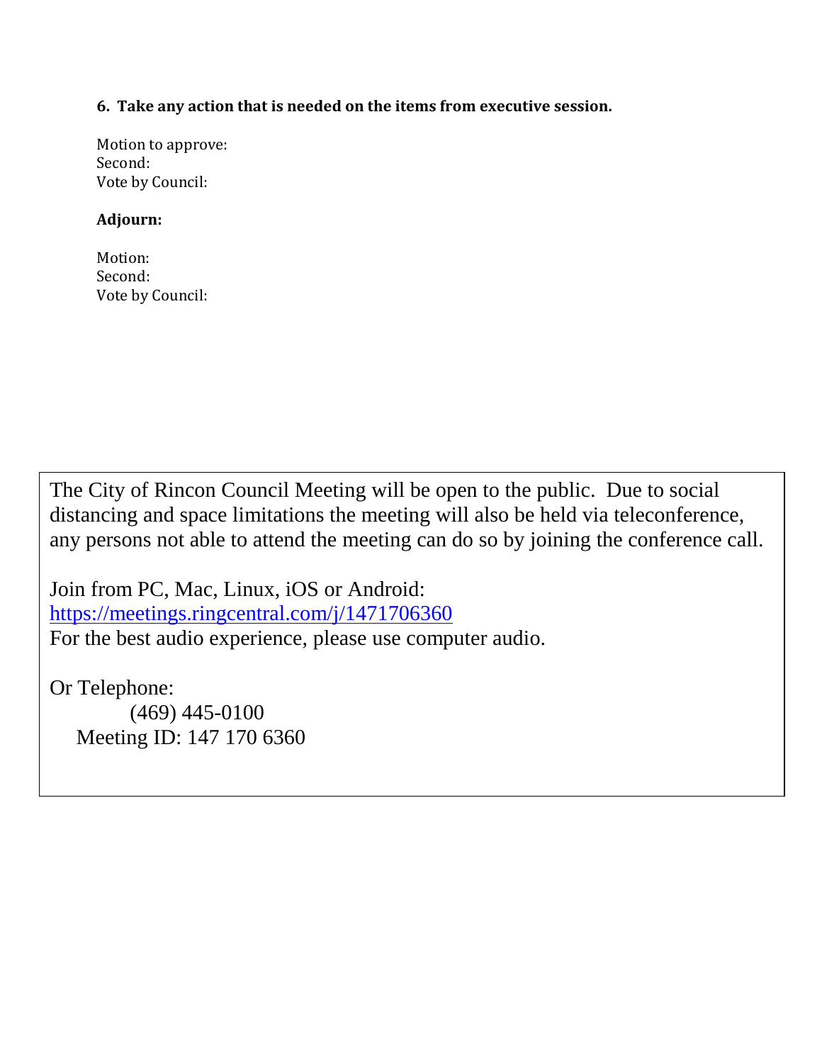**6. Take any action that is needed on the items from executive session.**

Motion to approve:
Second:
Vote by Council:

**Adjourn:**

Motion:
Second:
Vote by Council:

The City of Rincon Council Meeting will be open to the public. Due to social distancing and space limitations the meeting will also be held via teleconference, any persons not able to attend the meeting can do so by joining the conference call.

Join from PC, Mac, Linux, iOS or Android:
https://meetings.ringcentral.com/j/1471706360
For the best audio experience, please use computer audio.

Or Telephone:
(469) 445-0100
Meeting ID: 147 170 6360